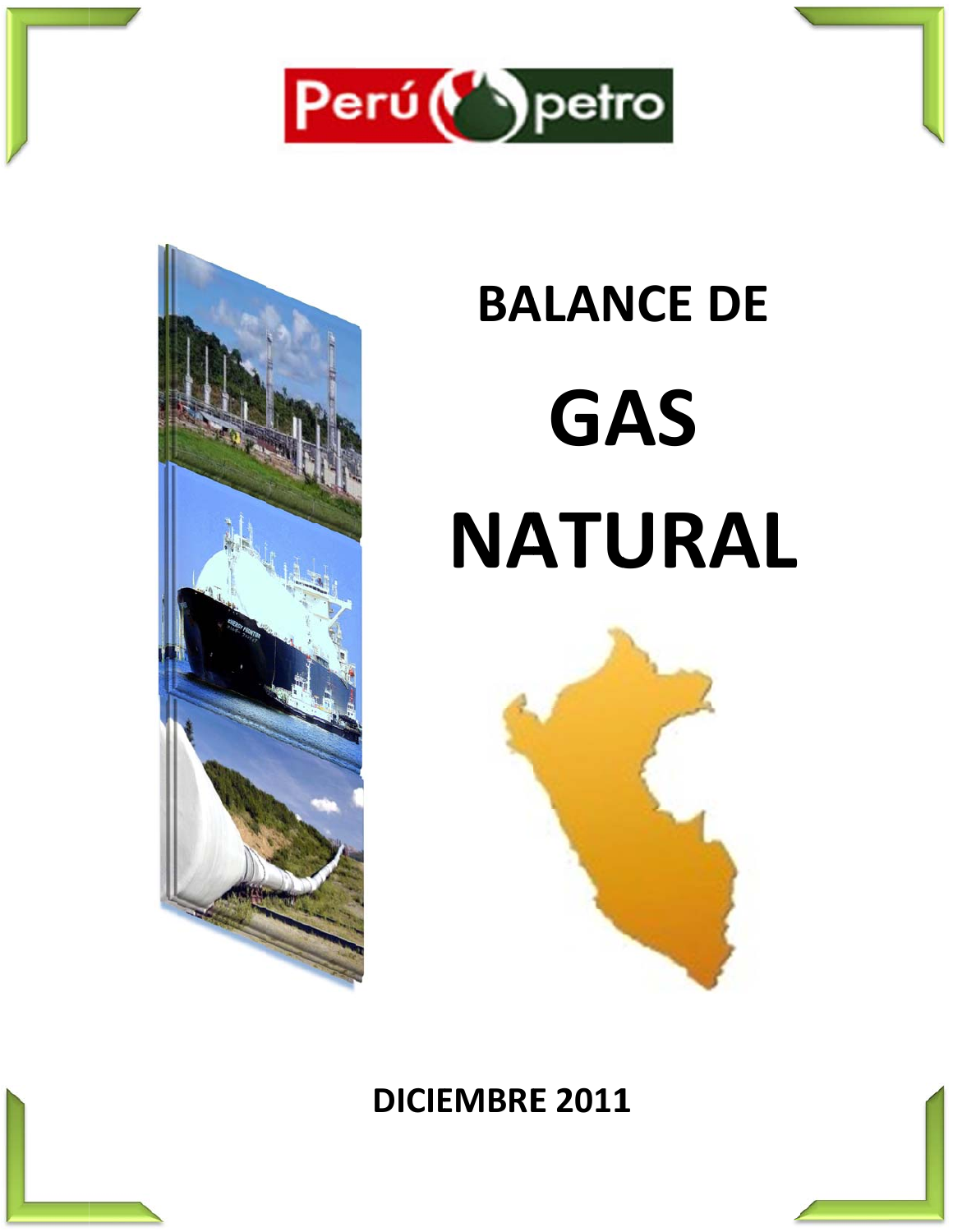Perú petro

# BALANCE DE GAS NATURAL

DICIEMBRE 2011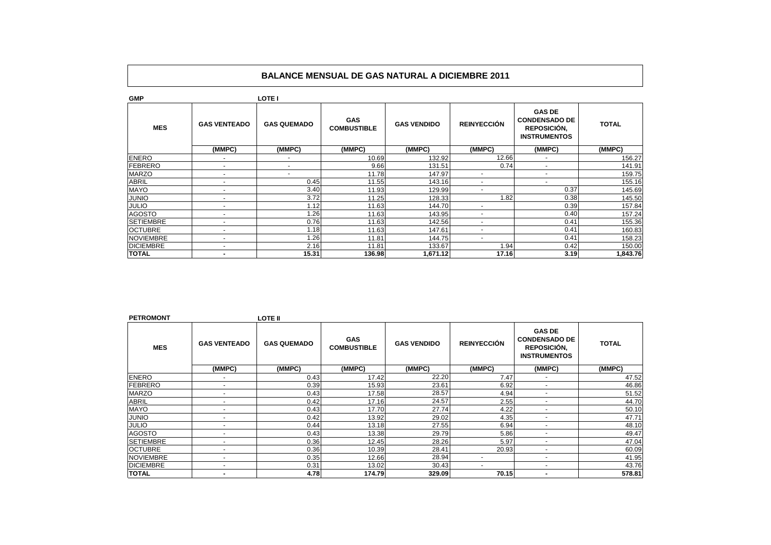# BALANCE MENSUAL DE GAS NATURAL A DICIEMBRE 2011

**GMP** — **LOTE I**

| MES | GAS VENTEADO | GAS QUEMADO | GAS COMBUSTIBLE | GAS VENDIDO | REINYECCIÓN | GAS DE CONDENSADO DE REPOSICIÓN, INSTRUMENTOS | TOTAL |
|---|---|---|---|---|---|---|---|
| | (MMPC) | (MMPC) | (MMPC) | (MMPC) | (MMPC) | (MMPC) | (MMPC) |
| ENERO | - | - | 10.69 | 132.92 | 12.66 | - | 156.27 |
| FEBRERO | - | - | 9.66 | 131.51 | 0.74 | - | 141.91 |
| MARZO | - | - | 11.78 | 147.97 | - | - | 159.75 |
| ABRIL | - | 0.45 | 11.55 | 143.16 | - | - | 155.16 |
| MAYO | - | 3.40 | 11.93 | 129.99 | - | 0.37 | 145.69 |
| JUNIO | - | 3.72 | 11.25 | 128.33 | 1.82 | 0.38 | 145.50 |
| JULIO | - | 1.12 | 11.63 | 144.70 | - | 0.39 | 157.84 |
| AGOSTO | - | 1.26 | 11.63 | 143.95 | - | 0.40 | 157.24 |
| SETIEMBRE | - | 0.76 | 11.63 | 142.56 | - | 0.41 | 155.36 |
| OCTUBRE | - | 1.18 | 11.63 | 147.61 | - | 0.41 | 160.83 |
| NOVIEMBRE | - | 1.26 | 11.81 | 144.75 | - | 0.41 | 158.23 |
| DICIEMBRE | - | 2.16 | 11.81 | 133.67 | 1.94 | 0.42 | 150.00 |
| **TOTAL** | **-** | **15.31** | **136.98** | **1,671.12** | **17.16** | **3.19** | **1,843.76** |

**PETROMONT** — **LOTE II**

| MES | GAS VENTEADO | GAS QUEMADO | GAS COMBUSTIBLE | GAS VENDIDO | REINYECCIÓN | GAS DE CONDENSADO DE REPOSICIÓN, INSTRUMENTOS | TOTAL |
|---|---|---|---|---|---|---|---|
| | (MMPC) | (MMPC) | (MMPC) | (MMPC) | (MMPC) | (MMPC) | (MMPC) |
| ENERO | - | 0.43 | 17.42 | 22.20 | 7.47 | - | 47.52 |
| FEBRERO | - | 0.39 | 15.93 | 23.61 | 6.92 | - | 46.86 |
| MARZO | - | 0.43 | 17.58 | 28.57 | 4.94 | - | 51.52 |
| ABRIL | - | 0.42 | 17.16 | 24.57 | 2.55 | - | 44.70 |
| MAYO | - | 0.43 | 17.70 | 27.74 | 4.22 | - | 50.10 |
| JUNIO | - | 0.42 | 13.92 | 29.02 | 4.35 | - | 47.71 |
| JULIO | - | 0.44 | 13.18 | 27.55 | 6.94 | - | 48.10 |
| AGOSTO | - | 0.43 | 13.38 | 29.79 | 5.86 | - | 49.47 |
| SETIEMBRE | - | 0.36 | 12.45 | 28.26 | 5.97 | - | 47.04 |
| OCTUBRE | - | 0.36 | 10.39 | 28.41 | 20.93 | - | 60.09 |
| NOVIEMBRE | - | 0.35 | 12.66 | 28.94 | - | - | 41.95 |
| DICIEMBRE | - | 0.31 | 13.02 | 30.43 | - | - | 43.76 |
| **TOTAL** | **-** | **4.78** | **174.79** | **329.09** | **70.15** | **-** | **578.81** |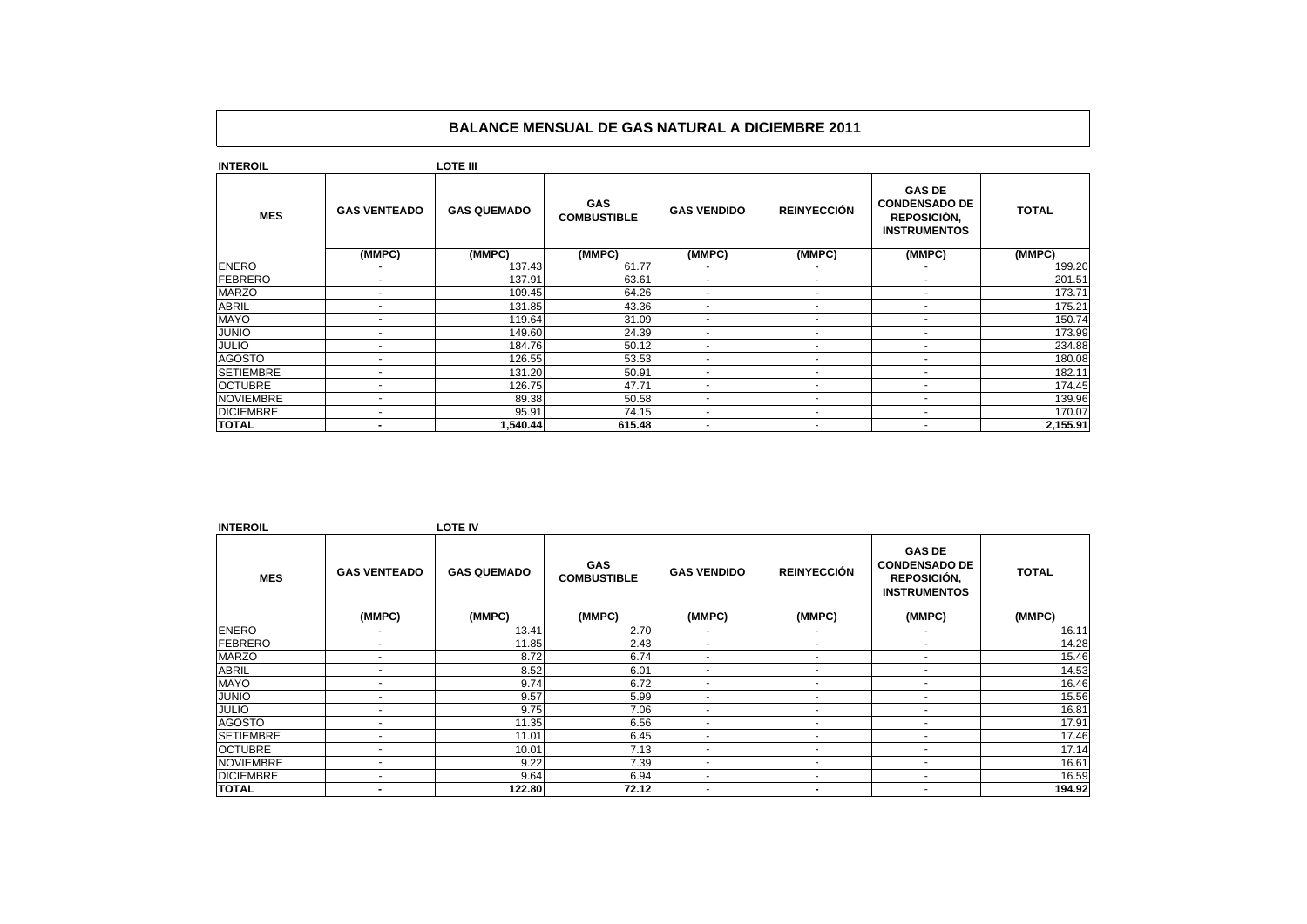# BALANCE MENSUAL DE GAS NATURAL A DICIEMBRE 2011

**INTEROIL** **LOTE III**

| MES | GAS VENTEADO | GAS QUEMADO | GAS COMBUSTIBLE | GAS VENDIDO | REINYECCIÓN | GAS DE CONDENSADO DE REPOSICIÓN, INSTRUMENTOS | TOTAL |
|---|---|---|---|---|---|---|---|
| | (MMPC) | (MMPC) | (MMPC) | (MMPC) | (MMPC) | (MMPC) | (MMPC) |
| ENERO | - | 137.43 | 61.77 | - | - | - | 199.20 |
| FEBRERO | - | 137.91 | 63.61 | - | - | - | 201.51 |
| MARZO | - | 109.45 | 64.26 | - | - | - | 173.71 |
| ABRIL | - | 131.85 | 43.36 | - | - | - | 175.21 |
| MAYO | - | 119.64 | 31.09 | - | - | - | 150.74 |
| JUNIO | - | 149.60 | 24.39 | - | - | - | 173.99 |
| JULIO | - | 184.76 | 50.12 | - | - | - | 234.88 |
| AGOSTO | - | 126.55 | 53.53 | - | - | - | 180.08 |
| SETIEMBRE | - | 131.20 | 50.91 | - | - | - | 182.11 |
| OCTUBRE | - | 126.75 | 47.71 | - | - | - | 174.45 |
| NOVIEMBRE | - | 89.38 | 50.58 | - | - | - | 139.96 |
| DICIEMBRE | - | 95.91 | 74.15 | - | - | - | 170.07 |
| **TOTAL** | **-** | **1,540.44** | **615.48** | - | - | - | **2,155.91** |

**INTEROIL** **LOTE IV**

| MES | GAS VENTEADO | GAS QUEMADO | GAS COMBUSTIBLE | GAS VENDIDO | REINYECCIÓN | GAS DE CONDENSADO DE REPOSICIÓN, INSTRUMENTOS | TOTAL |
|---|---|---|---|---|---|---|---|
| | (MMPC) | (MMPC) | (MMPC) | (MMPC) | (MMPC) | (MMPC) | (MMPC) |
| ENERO | - | 13.41 | 2.70 | - | - | - | 16.11 |
| FEBRERO | - | 11.85 | 2.43 | - | - | - | 14.28 |
| MARZO | - | 8.72 | 6.74 | - | - | - | 15.46 |
| ABRIL | - | 8.52 | 6.01 | - | - | - | 14.53 |
| MAYO | - | 9.74 | 6.72 | - | - | - | 16.46 |
| JUNIO | - | 9.57 | 5.99 | - | - | - | 15.56 |
| JULIO | - | 9.75 | 7.06 | - | - | - | 16.81 |
| AGOSTO | - | 11.35 | 6.56 | - | - | - | 17.91 |
| SETIEMBRE | - | 11.01 | 6.45 | - | - | - | 17.46 |
| OCTUBRE | - | 10.01 | 7.13 | - | - | - | 17.14 |
| NOVIEMBRE | - | 9.22 | 7.39 | - | - | - | 16.61 |
| DICIEMBRE | - | 9.64 | 6.94 | - | - | - | 16.59 |
| **TOTAL** | **-** | **122.80** | **72.12** | - | **-** | - | **194.92** |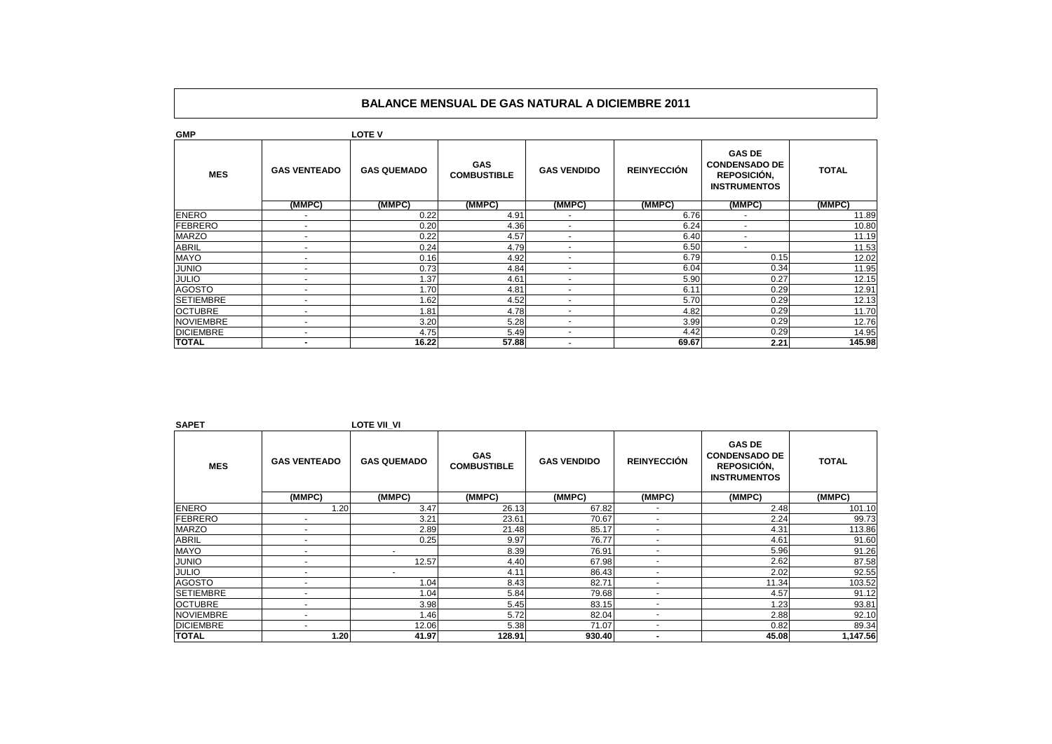# BALANCE MENSUAL DE GAS NATURAL A DICIEMBRE 2011

**GMP** **LOTE V**

| MES | GAS VENTEADO | GAS QUEMADO | GAS COMBUSTIBLE | GAS VENDIDO | REINYECCIÓN | GAS DE CONDENSADO DE REPOSICIÓN, INSTRUMENTOS | TOTAL |
|---|---|---|---|---|---|---|---|
| | (MMPC) | (MMPC) | (MMPC) | (MMPC) | (MMPC) | (MMPC) | (MMPC) |
| ENERO | - | 0.22 | 4.91 | - | 6.76 | - | 11.89 |
| FEBRERO | - | 0.20 | 4.36 | - | 6.24 | - | 10.80 |
| MARZO | - | 0.22 | 4.57 | - | 6.40 | - | 11.19 |
| ABRIL | - | 0.24 | 4.79 | - | 6.50 | - | 11.53 |
| MAYO | - | 0.16 | 4.92 | - | 6.79 | 0.15 | 12.02 |
| JUNIO | - | 0.73 | 4.84 | - | 6.04 | 0.34 | 11.95 |
| JULIO | - | 1.37 | 4.61 | - | 5.90 | 0.27 | 12.15 |
| AGOSTO | - | 1.70 | 4.81 | - | 6.11 | 0.29 | 12.91 |
| SETIEMBRE | - | 1.62 | 4.52 | - | 5.70 | 0.29 | 12.13 |
| OCTUBRE | - | 1.81 | 4.78 | - | 4.82 | 0.29 | 11.70 |
| NOVIEMBRE | - | 3.20 | 5.28 | - | 3.99 | 0.29 | 12.76 |
| DICIEMBRE | - | 4.75 | 5.49 | - | 4.42 | 0.29 | 14.95 |
| **TOTAL** | **-** | **16.22** | **57.88** | - | **69.67** | **2.21** | **145.98** |

**SAPET** **LOTE VII_VI**

| MES | GAS VENTEADO | GAS QUEMADO | GAS COMBUSTIBLE | GAS VENDIDO | REINYECCIÓN | GAS DE CONDENSADO DE REPOSICIÓN, INSTRUMENTOS | TOTAL |
|---|---|---|---|---|---|---|---|
| | (MMPC) | (MMPC) | (MMPC) | (MMPC) | (MMPC) | (MMPC) | (MMPC) |
| ENERO | 1.20 | 3.47 | 26.13 | 67.82 | - | 2.48 | 101.10 |
| FEBRERO | - | 3.21 | 23.61 | 70.67 | - | 2.24 | 99.73 |
| MARZO | - | 2.89 | 21.48 | 85.17 | - | 4.31 | 113.86 |
| ABRIL | - | 0.25 | 9.97 | 76.77 | - | 4.61 | 91.60 |
| MAYO | - | - | 8.39 | 76.91 | - | 5.96 | 91.26 |
| JUNIO | - | 12.57 | 4.40 | 67.98 | - | 2.62 | 87.58 |
| JULIO | - | - | 4.11 | 86.43 | - | 2.02 | 92.55 |
| AGOSTO | - | 1.04 | 8.43 | 82.71 | - | 11.34 | 103.52 |
| SETIEMBRE | - | 1.04 | 5.84 | 79.68 | - | 4.57 | 91.12 |
| OCTUBRE | - | 3.98 | 5.45 | 83.15 | - | 1.23 | 93.81 |
| NOVIEMBRE | - | 1.46 | 5.72 | 82.04 | - | 2.88 | 92.10 |
| DICIEMBRE | - | 12.06 | 5.38 | 71.07 | - | 0.82 | 89.34 |
| **TOTAL** | **1.20** | **41.97** | **128.91** | **930.40** | **-** | **45.08** | **1,147.56** |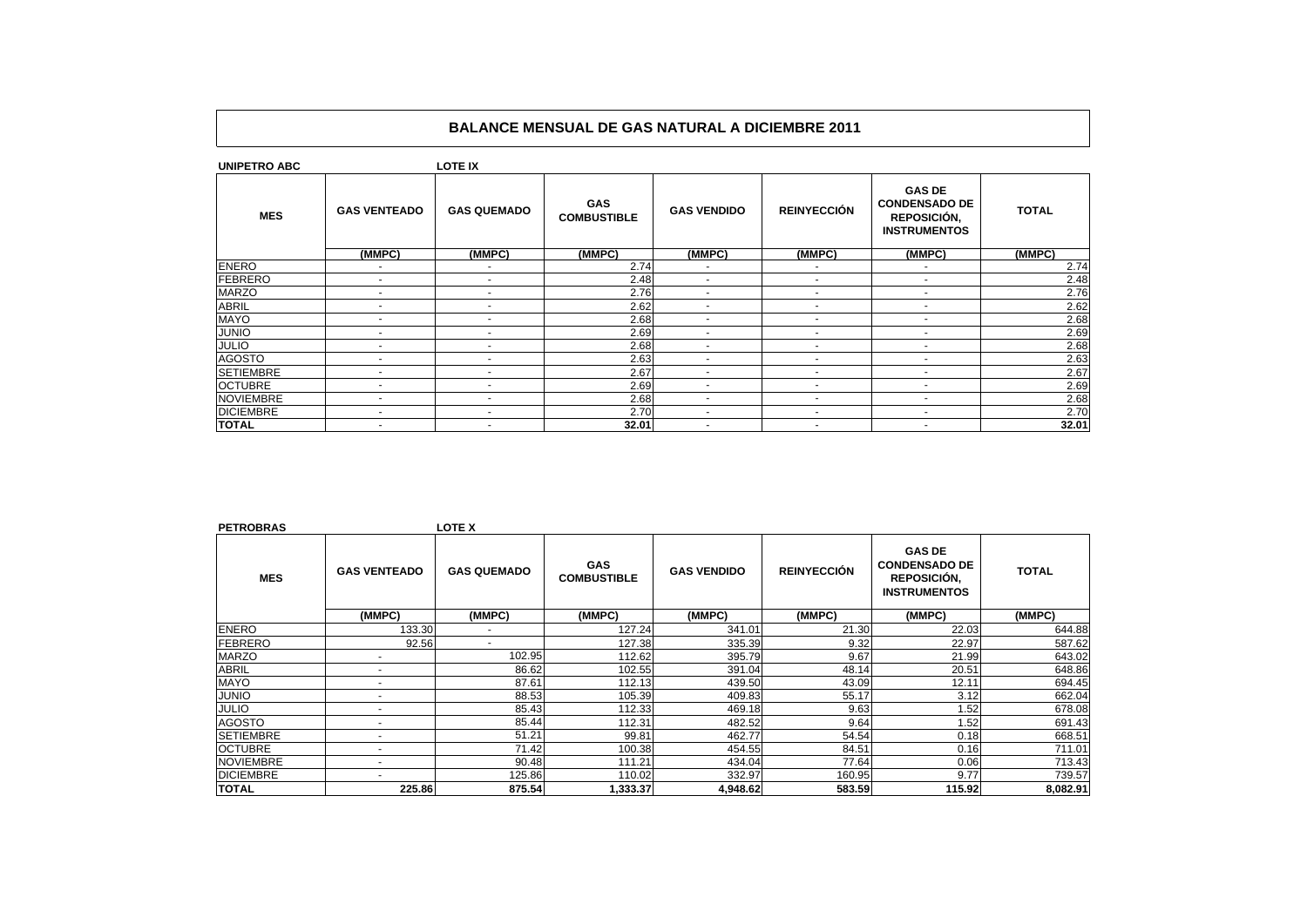# BALANCE MENSUAL DE GAS NATURAL A DICIEMBRE 2011

**UNIPETRO ABC** — **LOTE IX**

| MES | GAS VENTEADO | GAS QUEMADO | GAS COMBUSTIBLE | GAS VENDIDO | REINYECCIÓN | GAS DE CONDENSADO DE REPOSICIÓN, INSTRUMENTOS | TOTAL |
|---|---|---|---|---|---|---|---|
| | (MMPC) | (MMPC) | (MMPC) | (MMPC) | (MMPC) | (MMPC) | (MMPC) |
| ENERO | - | - | 2.74 | - | - | - | 2.74 |
| FEBRERO | - | - | 2.48 | - | - | - | 2.48 |
| MARZO | - | - | 2.76 | - | - | - | 2.76 |
| ABRIL | - | - | 2.62 | - | - | - | 2.62 |
| MAYO | - | - | 2.68 | - | - | - | 2.68 |
| JUNIO | - | - | 2.69 | - | - | - | 2.69 |
| JULIO | - | - | 2.68 | - | - | - | 2.68 |
| AGOSTO | - | - | 2.63 | - | - | - | 2.63 |
| SETIEMBRE | - | - | 2.67 | - | - | - | 2.67 |
| OCTUBRE | - | - | 2.69 | - | - | - | 2.69 |
| NOVIEMBRE | - | - | 2.68 | - | - | - | 2.68 |
| DICIEMBRE | - | - | 2.70 | - | - | - | 2.70 |
| **TOTAL** | - | - | **32.01** | - | - | - | **32.01** |

**PETROBRAS** — **LOTE X**

| MES | GAS VENTEADO | GAS QUEMADO | GAS COMBUSTIBLE | GAS VENDIDO | REINYECCIÓN | GAS DE CONDENSADO DE REPOSICIÓN, INSTRUMENTOS | TOTAL |
|---|---|---|---|---|---|---|---|
| | (MMPC) | (MMPC) | (MMPC) | (MMPC) | (MMPC) | (MMPC) | (MMPC) |
| ENERO | 133.30 | - | 127.24 | 341.01 | 21.30 | 22.03 | 644.88 |
| FEBRERO | 92.56 | - | 127.38 | 335.39 | 9.32 | 22.97 | 587.62 |
| MARZO | - | 102.95 | 112.62 | 395.79 | 9.67 | 21.99 | 643.02 |
| ABRIL | - | 86.62 | 102.55 | 391.04 | 48.14 | 20.51 | 648.86 |
| MAYO | - | 87.61 | 112.13 | 439.50 | 43.09 | 12.11 | 694.45 |
| JUNIO | - | 88.53 | 105.39 | 409.83 | 55.17 | 3.12 | 662.04 |
| JULIO | - | 85.43 | 112.33 | 469.18 | 9.63 | 1.52 | 678.08 |
| AGOSTO | - | 85.44 | 112.31 | 482.52 | 9.64 | 1.52 | 691.43 |
| SETIEMBRE | - | 51.21 | 99.81 | 462.77 | 54.54 | 0.18 | 668.51 |
| OCTUBRE | - | 71.42 | 100.38 | 454.55 | 84.51 | 0.16 | 711.01 |
| NOVIEMBRE | - | 90.48 | 111.21 | 434.04 | 77.64 | 0.06 | 713.43 |
| DICIEMBRE | - | 125.86 | 110.02 | 332.97 | 160.95 | 9.77 | 739.57 |
| **TOTAL** | **225.86** | **875.54** | **1,333.37** | **4,948.62** | **583.59** | **115.92** | **8,082.91** |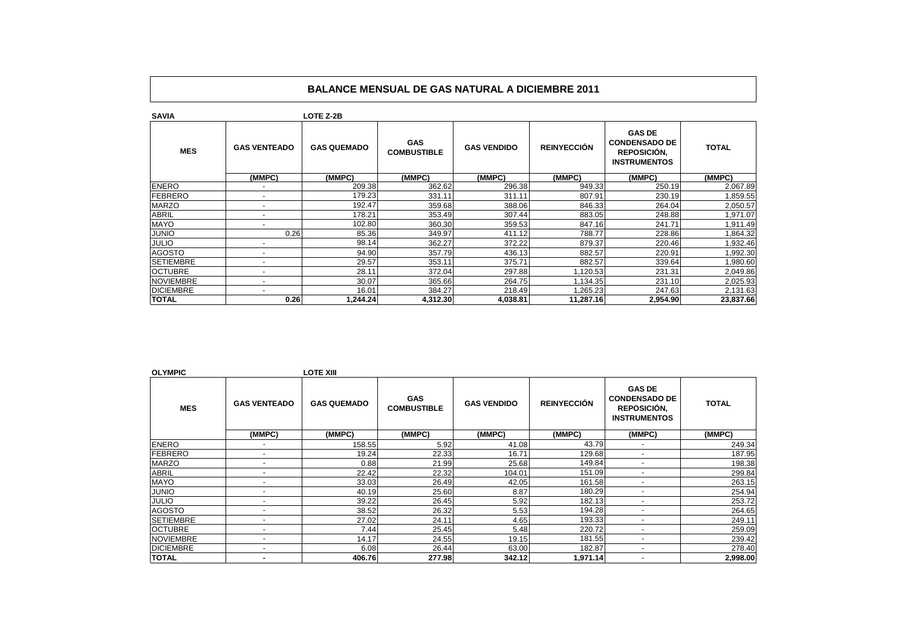## BALANCE MENSUAL DE GAS NATURAL A DICIEMBRE 2011

**SAVIA** — **LOTE Z-2B**

| MES | GAS VENTEADO | GAS QUEMADO | GAS COMBUSTIBLE | GAS VENDIDO | REINYECCIÓN | GAS DE CONDENSADO DE REPOSICIÓN, INSTRUMENTOS | TOTAL |
|---|---|---|---|---|---|---|---|
| | (MMPC) | (MMPC) | (MMPC) | (MMPC) | (MMPC) | (MMPC) | (MMPC) |
| ENERO | - | 209.38 | 362.62 | 296.38 | 949.33 | 250.19 | 2,067.89 |
| FEBRERO | - | 179.23 | 331.11 | 311.11 | 807.91 | 230.19 | 1,859.55 |
| MARZO | - | 192.47 | 359.68 | 388.06 | 846.33 | 264.04 | 2,050.57 |
| ABRIL | - | 178.21 | 353.49 | 307.44 | 883.05 | 248.88 | 1,971.07 |
| MAYO | - | 102.80 | 360.30 | 359.53 | 847.16 | 241.71 | 1,911.49 |
| JUNIO | 0.26 | 85.36 | 349.97 | 411.12 | 788.77 | 228.86 | 1,864.32 |
| JULIO | - | 98.14 | 362.27 | 372.22 | 879.37 | 220.46 | 1,932.46 |
| AGOSTO | - | 94.90 | 357.79 | 436.13 | 882.57 | 220.91 | 1,992.30 |
| SETIEMBRE | - | 29.57 | 353.11 | 375.71 | 882.57 | 339.64 | 1,980.60 |
| OCTUBRE | - | 28.11 | 372.04 | 297.88 | 1,120.53 | 231.31 | 2,049.86 |
| NOVIEMBRE | - | 30.07 | 365.66 | 264.75 | 1,134.35 | 231.10 | 2,025.93 |
| DICIEMBRE | - | 16.01 | 384.27 | 218.49 | 1,265.23 | 247.63 | 2,131.63 |
| **TOTAL** | **0.26** | **1,244.24** | **4,312.30** | **4,038.81** | **11,287.16** | **2,954.90** | **23,837.66** |

**OLYMPIC** — **LOTE XIII**

| MES | GAS VENTEADO | GAS QUEMADO | GAS COMBUSTIBLE | GAS VENDIDO | REINYECCIÓN | GAS DE CONDENSADO DE REPOSICIÓN, INSTRUMENTOS | TOTAL |
|---|---|---|---|---|---|---|---|
| | (MMPC) | (MMPC) | (MMPC) | (MMPC) | (MMPC) | (MMPC) | (MMPC) |
| ENERO | - | 158.55 | 5.92 | 41.08 | 43.79 | - | 249.34 |
| FEBRERO | - | 19.24 | 22.33 | 16.71 | 129.68 | - | 187.95 |
| MARZO | - | 0.88 | 21.99 | 25.68 | 149.84 | - | 198.38 |
| ABRIL | - | 22.42 | 22.32 | 104.01 | 151.09 | - | 299.84 |
| MAYO | - | 33.03 | 26.49 | 42.05 | 161.58 | - | 263.15 |
| JUNIO | - | 40.19 | 25.60 | 8.87 | 180.29 | - | 254.94 |
| JULIO | - | 39.22 | 26.45 | 5.92 | 182.13 | - | 253.72 |
| AGOSTO | - | 38.52 | 26.32 | 5.53 | 194.28 | - | 264.65 |
| SETIEMBRE | - | 27.02 | 24.11 | 4.65 | 193.33 | - | 249.11 |
| OCTUBRE | - | 7.44 | 25.45 | 5.48 | 220.72 | - | 259.09 |
| NOVIEMBRE | - | 14.17 | 24.55 | 19.15 | 181.55 | - | 239.42 |
| DICIEMBRE | - | 6.08 | 26.44 | 63.00 | 182.87 | - | 278.40 |
| **TOTAL** | **-** | **406.76** | **277.98** | **342.12** | **1,971.14** | - | **2,998.00** |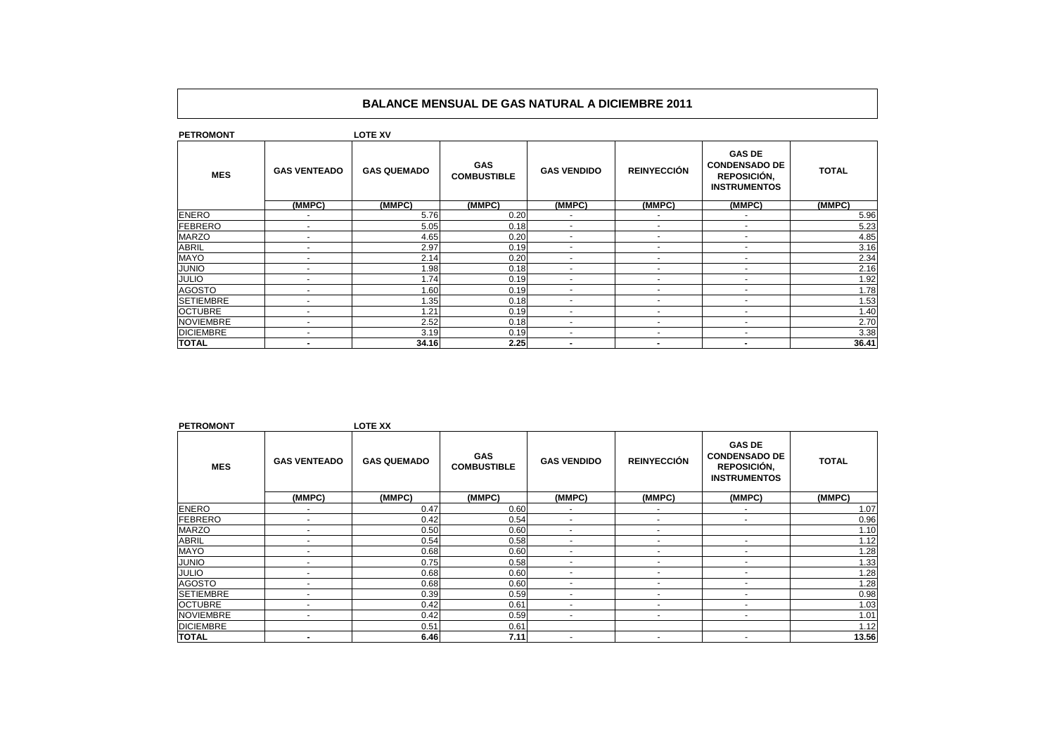# BALANCE MENSUAL DE GAS NATURAL A DICIEMBRE 2011

**PETROMONT** **LOTE XV**

| MES | GAS VENTEADO | GAS QUEMADO | GAS COMBUSTIBLE | GAS VENDIDO | REINYECCIÓN | GAS DE CONDENSADO DE REPOSICIÓN, INSTRUMENTOS | TOTAL |
|---|---|---|---|---|---|---|---|
| | (MMPC) | (MMPC) | (MMPC) | (MMPC) | (MMPC) | (MMPC) | (MMPC) |
| ENERO | - | 5.76 | 0.20 | - | - | - | 5.96 |
| FEBRERO | - | 5.05 | 0.18 | - | - | - | 5.23 |
| MARZO | - | 4.65 | 0.20 | - | - | - | 4.85 |
| ABRIL | - | 2.97 | 0.19 | - | - | - | 3.16 |
| MAYO | - | 2.14 | 0.20 | - | - | - | 2.34 |
| JUNIO | - | 1.98 | 0.18 | - | - | - | 2.16 |
| JULIO | - | 1.74 | 0.19 | - | - | - | 1.92 |
| AGOSTO | - | 1.60 | 0.19 | - | - | - | 1.78 |
| SETIEMBRE | - | 1.35 | 0.18 | - | - | - | 1.53 |
| OCTUBRE | - | 1.21 | 0.19 | - | - | - | 1.40 |
| NOVIEMBRE | - | 2.52 | 0.18 | - | - | - | 2.70 |
| DICIEMBRE | - | 3.19 | 0.19 | - | - | - | 3.38 |
| **TOTAL** | **-** | **34.16** | **2.25** | **-** | **-** | **-** | **36.41** |

**PETROMONT** **LOTE XX**

| MES | GAS VENTEADO | GAS QUEMADO | GAS COMBUSTIBLE | GAS VENDIDO | REINYECCIÓN | GAS DE CONDENSADO DE REPOSICIÓN, INSTRUMENTOS | TOTAL |
|---|---|---|---|---|---|---|---|
| | (MMPC) | (MMPC) | (MMPC) | (MMPC) | (MMPC) | (MMPC) | (MMPC) |
| ENERO | - | 0.47 | 0.60 | - | - | - | 1.07 |
| FEBRERO | - | 0.42 | 0.54 | - | - | - | 0.96 |
| MARZO | - | 0.50 | 0.60 | - | - | | 1.10 |
| ABRIL | - | 0.54 | 0.58 | - | - | - | 1.12 |
| MAYO | - | 0.68 | 0.60 | - | - | - | 1.28 |
| JUNIO | - | 0.75 | 0.58 | - | - | - | 1.33 |
| JULIO | - | 0.68 | 0.60 | - | - | - | 1.28 |
| AGOSTO | - | 0.68 | 0.60 | - | - | - | 1.28 |
| SETIEMBRE | - | 0.39 | 0.59 | - | - | - | 0.98 |
| OCTUBRE | - | 0.42 | 0.61 | - | - | - | 1.03 |
| NOVIEMBRE | - | 0.42 | 0.59 | - | - | - | 1.01 |
| DICIEMBRE | | 0.51 | 0.61 | | | | 1.12 |
| **TOTAL** | **-** | **6.46** | **7.11** | - | - | - | **13.56** |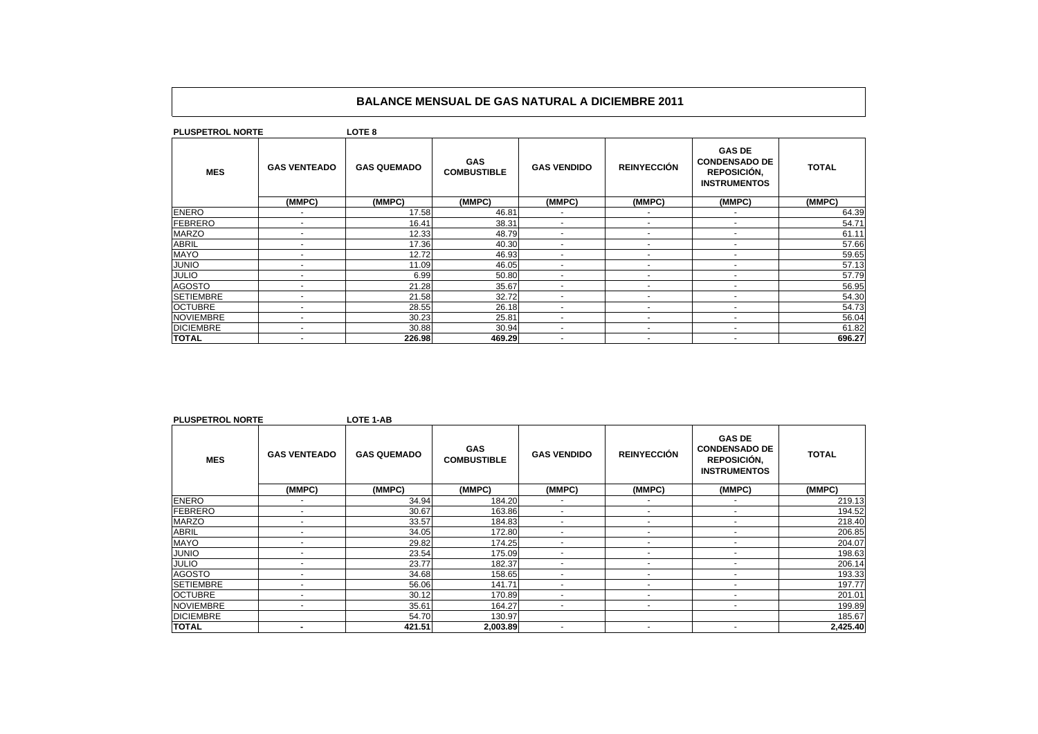## BALANCE MENSUAL DE GAS NATURAL A DICIEMBRE 2011

**PLUSPETROL NORTE** **LOTE 8**

| MES | GAS VENTEADO | GAS QUEMADO | GAS COMBUSTIBLE | GAS VENDIDO | REINYECCIÓN | GAS DE CONDENSADO DE REPOSICIÓN, INSTRUMENTOS | TOTAL |
|---|---|---|---|---|---|---|---|
| | (MMPC) | (MMPC) | (MMPC) | (MMPC) | (MMPC) | (MMPC) | (MMPC) |
| ENERO | - | 17.58 | 46.81 | - | - | - | 64.39 |
| FEBRERO | - | 16.41 | 38.31 | - | - | - | 54.71 |
| MARZO | - | 12.33 | 48.79 | - | - | - | 61.11 |
| ABRIL | - | 17.36 | 40.30 | - | - | - | 57.66 |
| MAYO | - | 12.72 | 46.93 | - | - | - | 59.65 |
| JUNIO | - | 11.09 | 46.05 | - | - | - | 57.13 |
| JULIO | - | 6.99 | 50.80 | - | - | - | 57.79 |
| AGOSTO | - | 21.28 | 35.67 | - | - | - | 56.95 |
| SETIEMBRE | - | 21.58 | 32.72 | - | - | - | 54.30 |
| OCTUBRE | - | 28.55 | 26.18 | - | - | - | 54.73 |
| NOVIEMBRE | - | 30.23 | 25.81 | - | - | - | 56.04 |
| DICIEMBRE | - | 30.88 | 30.94 | - | - | - | 61.82 |
| **TOTAL** | - | **226.98** | **469.29** | - | - | - | **696.27** |

**PLUSPETROL NORTE** **LOTE 1-AB**

| MES | GAS VENTEADO | GAS QUEMADO | GAS COMBUSTIBLE | GAS VENDIDO | REINYECCIÓN | GAS DE CONDENSADO DE REPOSICIÓN, INSTRUMENTOS | TOTAL |
|---|---|---|---|---|---|---|---|
| | (MMPC) | (MMPC) | (MMPC) | (MMPC) | (MMPC) | (MMPC) | (MMPC) |
| ENERO | - | 34.94 | 184.20 | - | - | - | 219.13 |
| FEBRERO | - | 30.67 | 163.86 | - | - | - | 194.52 |
| MARZO | - | 33.57 | 184.83 | - | - | - | 218.40 |
| ABRIL | - | 34.05 | 172.80 | - | - | - | 206.85 |
| MAYO | - | 29.82 | 174.25 | - | - | - | 204.07 |
| JUNIO | - | 23.54 | 175.09 | - | - | - | 198.63 |
| JULIO | - | 23.77 | 182.37 | - | - | - | 206.14 |
| AGOSTO | - | 34.68 | 158.65 | - | - | - | 193.33 |
| SETIEMBRE | - | 56.06 | 141.71 | - | - | - | 197.77 |
| OCTUBRE | - | 30.12 | 170.89 | - | - | - | 201.01 |
| NOVIEMBRE | - | 35.61 | 164.27 | - | - | - | 199.89 |
| DICIEMBRE | | 54.70 | 130.97 | | | | 185.67 |
| **TOTAL** | **-** | **421.51** | **2,003.89** | - | - | - | **2,425.40** |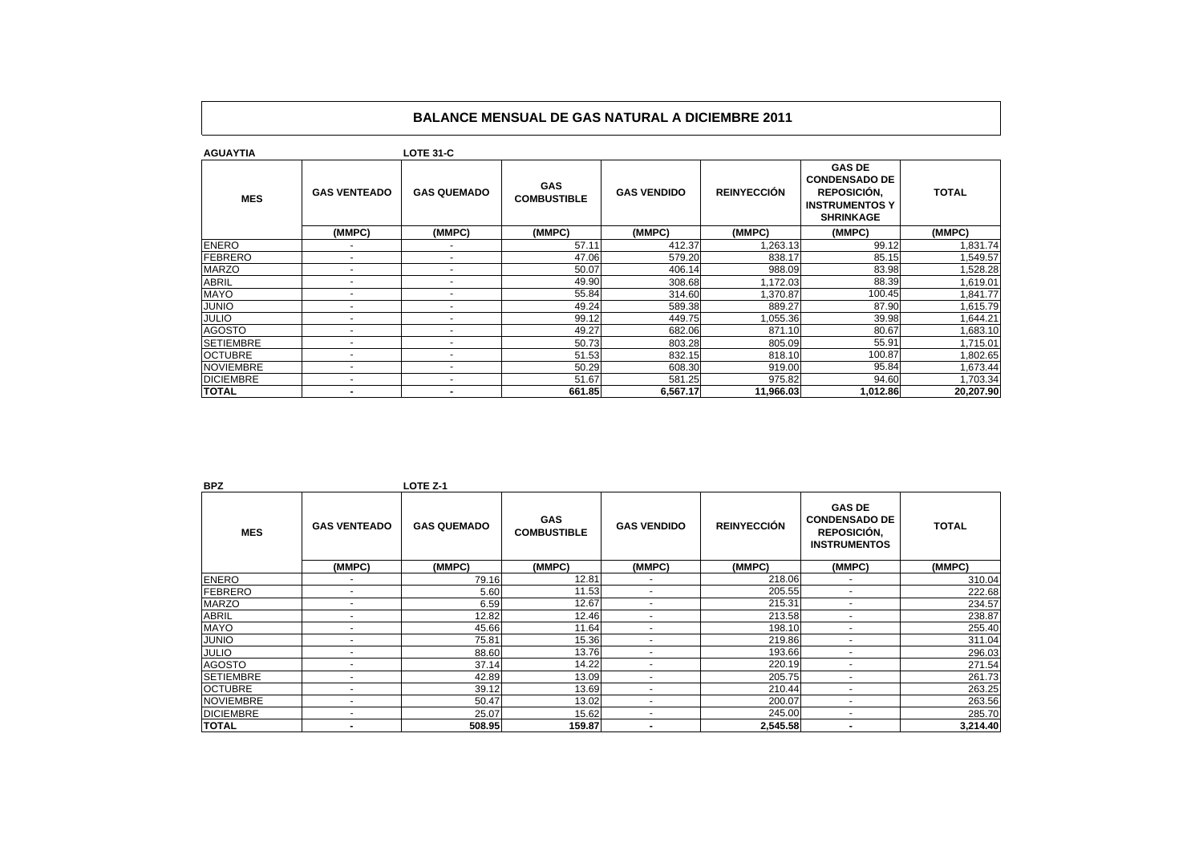# BALANCE MENSUAL DE GAS NATURAL A DICIEMBRE 2011

**AGUAYTIA** **LOTE 31-C**

| MES | GAS VENTEADO | GAS QUEMADO | GAS COMBUSTIBLE | GAS VENDIDO | REINYECCIÓN | GAS DE CONDENSADO DE REPOSICIÓN, INSTRUMENTOS Y SHRINKAGE | TOTAL |
|---|---|---|---|---|---|---|---|
| | (MMPC) | (MMPC) | (MMPC) | (MMPC) | (MMPC) | (MMPC) | (MMPC) |
| ENERO | - | - | 57.11 | 412.37 | 1,263.13 | 99.12 | 1,831.74 |
| FEBRERO | - | - | 47.06 | 579.20 | 838.17 | 85.15 | 1,549.57 |
| MARZO | - | - | 50.07 | 406.14 | 988.09 | 83.98 | 1,528.28 |
| ABRIL | - | - | 49.90 | 308.68 | 1,172.03 | 88.39 | 1,619.01 |
| MAYO | - | - | 55.84 | 314.60 | 1,370.87 | 100.45 | 1,841.77 |
| JUNIO | - | - | 49.24 | 589.38 | 889.27 | 87.90 | 1,615.79 |
| JULIO | - | - | 99.12 | 449.75 | 1,055.36 | 39.98 | 1,644.21 |
| AGOSTO | - | - | 49.27 | 682.06 | 871.10 | 80.67 | 1,683.10 |
| SETIEMBRE | - | - | 50.73 | 803.28 | 805.09 | 55.91 | 1,715.01 |
| OCTUBRE | - | - | 51.53 | 832.15 | 818.10 | 100.87 | 1,802.65 |
| NOVIEMBRE | - | - | 50.29 | 608.30 | 919.00 | 95.84 | 1,673.44 |
| DICIEMBRE | - | - | 51.67 | 581.25 | 975.82 | 94.60 | 1,703.34 |
| **TOTAL** | **-** | **-** | **661.85** | **6,567.17** | **11,966.03** | **1,012.86** | **20,207.90** |

**BPZ** **LOTE Z-1**

| MES | GAS VENTEADO | GAS QUEMADO | GAS COMBUSTIBLE | GAS VENDIDO | REINYECCIÓN | GAS DE CONDENSADO DE REPOSICIÓN, INSTRUMENTOS | TOTAL |
|---|---|---|---|---|---|---|---|
| | (MMPC) | (MMPC) | (MMPC) | (MMPC) | (MMPC) | (MMPC) | (MMPC) |
| ENERO | - | 79.16 | 12.81 | - | 218.06 | - | 310.04 |
| FEBRERO | - | 5.60 | 11.53 | - | 205.55 | - | 222.68 |
| MARZO | - | 6.59 | 12.67 | - | 215.31 | - | 234.57 |
| ABRIL | - | 12.82 | 12.46 | - | 213.58 | - | 238.87 |
| MAYO | - | 45.66 | 11.64 | - | 198.10 | - | 255.40 |
| JUNIO | - | 75.81 | 15.36 | - | 219.86 | - | 311.04 |
| JULIO | - | 88.60 | 13.76 | - | 193.66 | - | 296.03 |
| AGOSTO | - | 37.14 | 14.22 | - | 220.19 | - | 271.54 |
| SETIEMBRE | - | 42.89 | 13.09 | - | 205.75 | - | 261.73 |
| OCTUBRE | - | 39.12 | 13.69 | - | 210.44 | - | 263.25 |
| NOVIEMBRE | - | 50.47 | 13.02 | - | 200.07 | - | 263.56 |
| DICIEMBRE | - | 25.07 | 15.62 | - | 245.00 | - | 285.70 |
| **TOTAL** | **-** | **508.95** | **159.87** | **-** | **2,545.58** | **-** | **3,214.40** |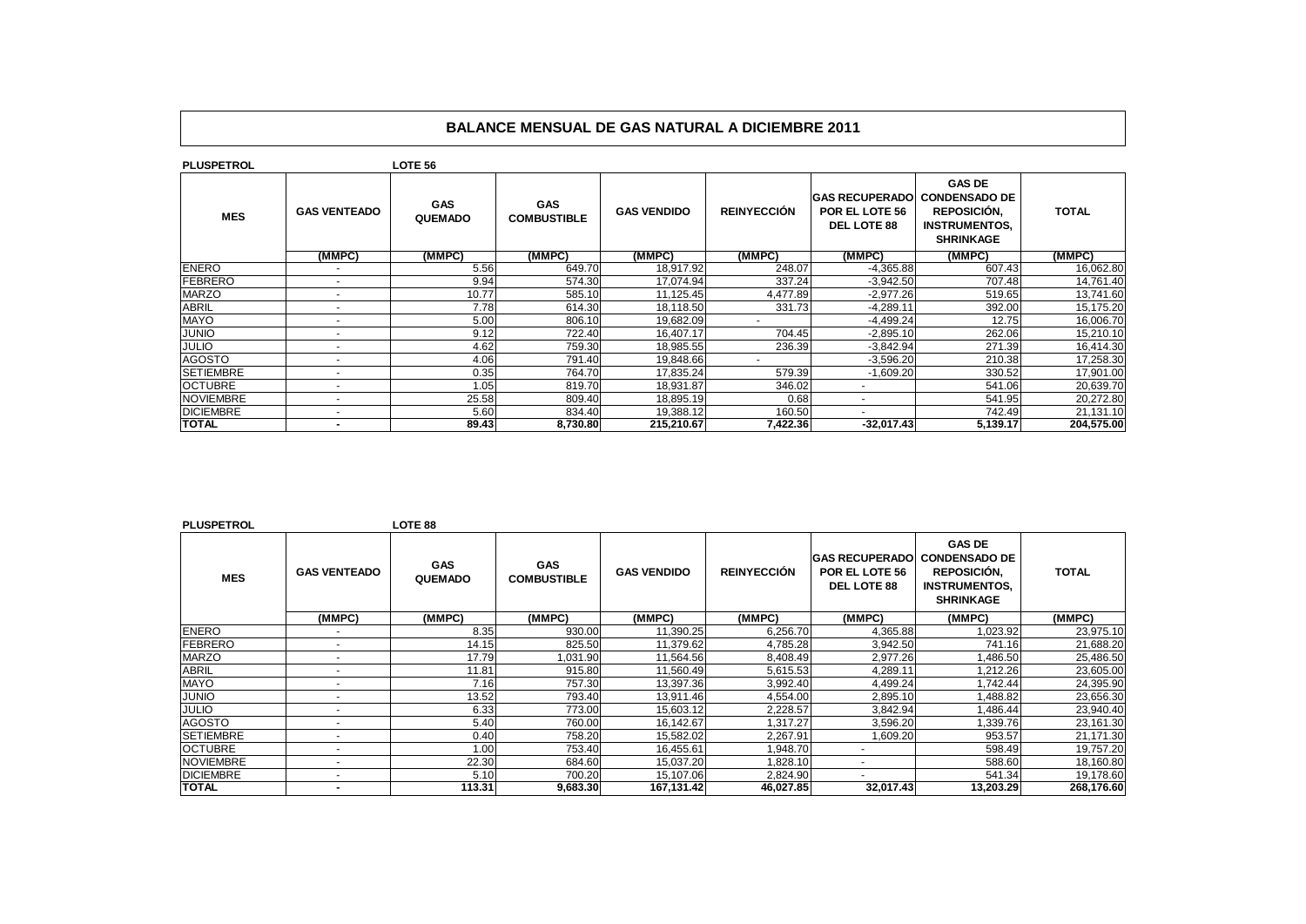# BALANCE MENSUAL DE GAS NATURAL A DICIEMBRE 2011

**PLUSPETROL** **LOTE 56**

| MES | GAS VENTEADO | GAS QUEMADO | GAS COMBUSTIBLE | GAS VENDIDO | REINYECCIÓN | GAS RECUPERADO POR EL LOTE 56 DEL LOTE 88 | GAS DE CONDENSADO DE REPOSICIÓN, INSTRUMENTOS, SHRINKAGE | TOTAL |
|---|---|---|---|---|---|---|---|---|
| | (MMPC) | (MMPC) | (MMPC) | (MMPC) | (MMPC) | (MMPC) | (MMPC) | (MMPC) |
| ENERO | - | 5.56 | 649.70 | 18,917.92 | 248.07 | -4,365.88 | 607.43 | 16,062.80 |
| FEBRERO | - | 9.94 | 574.30 | 17,074.94 | 337.24 | -3,942.50 | 707.48 | 14,761.40 |
| MARZO | - | 10.77 | 585.10 | 11,125.45 | 4,477.89 | -2,977.26 | 519.65 | 13,741.60 |
| ABRIL | - | 7.78 | 614.30 | 18,118.50 | 331.73 | -4,289.11 | 392.00 | 15,175.20 |
| MAYO | - | 5.00 | 806.10 | 19,682.09 | - | -4,499.24 | 12.75 | 16,006.70 |
| JUNIO | - | 9.12 | 722.40 | 16,407.17 | 704.45 | -2,895.10 | 262.06 | 15,210.10 |
| JULIO | - | 4.62 | 759.30 | 18,985.55 | 236.39 | -3,842.94 | 271.39 | 16,414.30 |
| AGOSTO | - | 4.06 | 791.40 | 19,848.66 | - | -3,596.20 | 210.38 | 17,258.30 |
| SETIEMBRE | - | 0.35 | 764.70 | 17,835.24 | 579.39 | -1,609.20 | 330.52 | 17,901.00 |
| OCTUBRE | - | 1.05 | 819.70 | 18,931.87 | 346.02 | - | 541.06 | 20,639.70 |
| NOVIEMBRE | - | 25.58 | 809.40 | 18,895.19 | 0.68 | - | 541.95 | 20,272.80 |
| DICIEMBRE | - | 5.60 | 834.40 | 19,388.12 | 160.50 | - | 742.49 | 21,131.10 |
| **TOTAL** | **-** | **89.43** | **8,730.80** | **215,210.67** | **7,422.36** | **-32,017.43** | **5,139.17** | **204,575.00** |

**PLUSPETROL** **LOTE 88**

| MES | GAS VENTEADO | GAS QUEMADO | GAS COMBUSTIBLE | GAS VENDIDO | REINYECCIÓN | GAS RECUPERADO POR EL LOTE 56 DEL LOTE 88 | GAS DE CONDENSADO DE REPOSICIÓN, INSTRUMENTOS, SHRINKAGE | TOTAL |
|---|---|---|---|---|---|---|---|---|
| | (MMPC) | (MMPC) | (MMPC) | (MMPC) | (MMPC) | (MMPC) | (MMPC) | (MMPC) |
| ENERO | - | 8.35 | 930.00 | 11,390.25 | 6,256.70 | 4,365.88 | 1,023.92 | 23,975.10 |
| FEBRERO | - | 14.15 | 825.50 | 11,379.62 | 4,785.28 | 3,942.50 | 741.16 | 21,688.20 |
| MARZO | - | 17.79 | 1,031.90 | 11,564.56 | 8,408.49 | 2,977.26 | 1,486.50 | 25,486.50 |
| ABRIL | - | 11.81 | 915.80 | 11,560.49 | 5,615.53 | 4,289.11 | 1,212.26 | 23,605.00 |
| MAYO | - | 7.16 | 757.30 | 13,397.36 | 3,992.40 | 4,499.24 | 1,742.44 | 24,395.90 |
| JUNIO | - | 13.52 | 793.40 | 13,911.46 | 4,554.00 | 2,895.10 | 1,488.82 | 23,656.30 |
| JULIO | - | 6.33 | 773.00 | 15,603.12 | 2,228.57 | 3,842.94 | 1,486.44 | 23,940.40 |
| AGOSTO | - | 5.40 | 760.00 | 16,142.67 | 1,317.27 | 3,596.20 | 1,339.76 | 23,161.30 |
| SETIEMBRE | - | 0.40 | 758.20 | 15,582.02 | 2,267.91 | 1,609.20 | 953.57 | 21,171.30 |
| OCTUBRE | - | 1.00 | 753.40 | 16,455.61 | 1,948.70 | - | 598.49 | 19,757.20 |
| NOVIEMBRE | - | 22.30 | 684.60 | 15,037.20 | 1,828.10 | - | 588.60 | 18,160.80 |
| DICIEMBRE | - | 5.10 | 700.20 | 15,107.06 | 2,824.90 | - | 541.34 | 19,178.60 |
| **TOTAL** | **-** | **113.31** | **9,683.30** | **167,131.42** | **46,027.85** | **32,017.43** | **13,203.29** | **268,176.60** |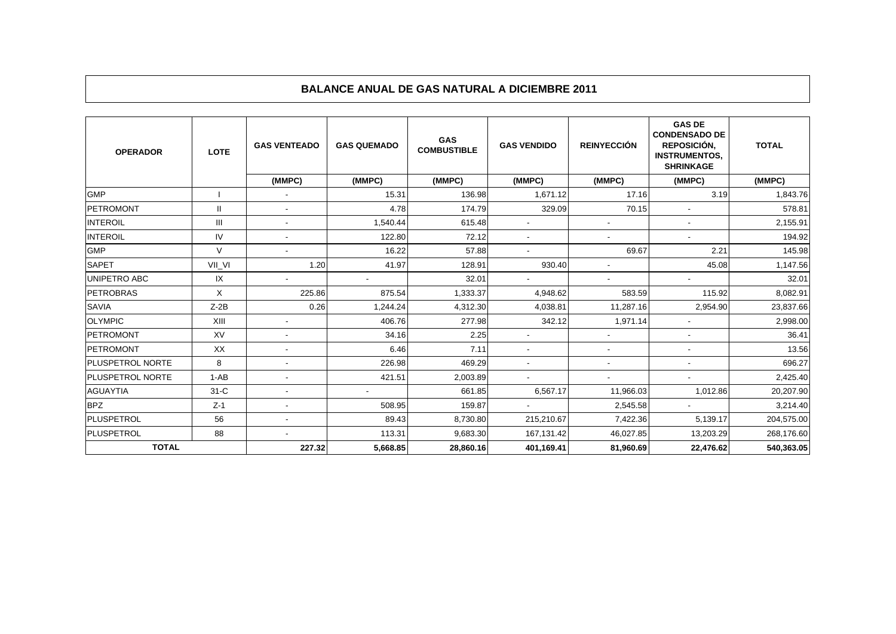## BALANCE ANUAL DE GAS NATURAL A DICIEMBRE 2011

| OPERADOR | LOTE | GAS VENTEADO | GAS QUEMADO | GAS COMBUSTIBLE | GAS VENDIDO | REINYECCIÓN | GAS DE CONDENSADO DE REPOSICIÓN, INSTRUMENTOS, SHRINKAGE | TOTAL |
|---|---|---|---|---|---|---|---|---|
| | | (MMPC) | (MMPC) | (MMPC) | (MMPC) | (MMPC) | (MMPC) | (MMPC) |
| GMP | I | - | 15.31 | 136.98 | 1,671.12 | 17.16 | 3.19 | 1,843.76 |
| PETROMONT | II | - | 4.78 | 174.79 | 329.09 | 70.15 | - | 578.81 |
| INTEROIL | III | - | 1,540.44 | 615.48 | - | - | - | 2,155.91 |
| INTEROIL | IV | - | 122.80 | 72.12 | - | - | - | 194.92 |
| GMP | V | - | 16.22 | 57.88 | - | 69.67 | 2.21 | 145.98 |
| SAPET | VII_VI | 1.20 | 41.97 | 128.91 | 930.40 | - | 45.08 | 1,147.56 |
| UNIPETRO ABC | IX | - | - | 32.01 | - | - | - | 32.01 |
| PETROBRAS | X | 225.86 | 875.54 | 1,333.37 | 4,948.62 | 583.59 | 115.92 | 8,082.91 |
| SAVIA | Z-2B | 0.26 | 1,244.24 | 4,312.30 | 4,038.81 | 11,287.16 | 2,954.90 | 23,837.66 |
| OLYMPIC | XIII | - | 406.76 | 277.98 | 342.12 | 1,971.14 | - | 2,998.00 |
| PETROMONT | XV | - | 34.16 | 2.25 | - | - | - | 36.41 |
| PETROMONT | XX | - | 6.46 | 7.11 | - | - | - | 13.56 |
| PLUSPETROL NORTE | 8 | - | 226.98 | 469.29 | - | - | - | 696.27 |
| PLUSPETROL NORTE | 1-AB | - | 421.51 | 2,003.89 | - | - | - | 2,425.40 |
| AGUAYTIA | 31-C | - | - | 661.85 | 6,567.17 | 11,966.03 | 1,012.86 | 20,207.90 |
| BPZ | Z-1 | - | 508.95 | 159.87 | - | 2,545.58 | - | 3,214.40 |
| PLUSPETROL | 56 | - | 89.43 | 8,730.80 | 215,210.67 | 7,422.36 | 5,139.17 | 204,575.00 |
| PLUSPETROL | 88 | - | 113.31 | 9,683.30 | 167,131.42 | 46,027.85 | 13,203.29 | 268,176.60 |
| **TOTAL** | | **227.32** | **5,668.85** | **28,860.16** | **401,169.41** | **81,960.69** | **22,476.62** | **540,363.05** |